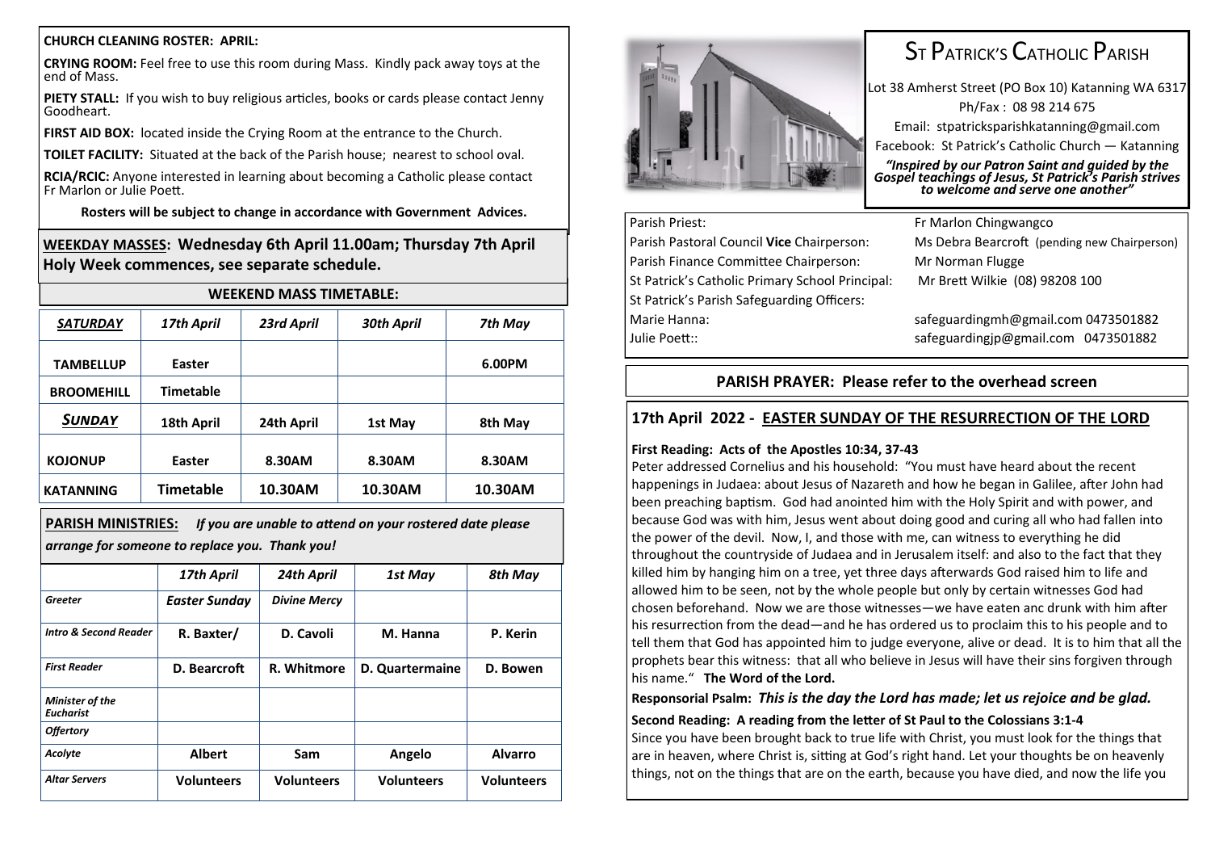**CHURCH CLEANING ROSTER: APRIL:**

**CRYING ROOM:** Feel free to use this room during Mass. Kindly pack away toys at the end of Mass.

**PIETY STALL:** If you wish to buy religious articles, books or cards please contact Jenny Goodheart.

**FIRST AID BOX:** located inside the Crying Room at the entrance to the Church.

**TOILET FACILITY:** Situated at the back of the Parish house; nearest to school oval.

**RCIA/RCIC:** Anyone interested in learning about becoming a Catholic please contact Fr Marlon or Julie Poett.

**Rosters will be subject to change in accordance with Government Advices.**

**WEEKDAY MASSES: Wednesday 6th April 11.00am; Thursday 7th April Holy Week commences, see separate schedule.**

**WEEKEND MASS TIMETABLE:**

| *SATURDAY* | *17th April* | *23rd April* | *30th April* | *7th May* |
|---|---|---|---|---|
| **TAMBELLUP** | **Easter** | | | **6.00PM** |
| **BROOMEHILL** | **Timetable** | | | |
| ***SUNDAY*** | **18th April** | **24th April** | **1st May** | **8th May** |
| **KOJONUP** | **Easter** | **8.30AM** | **8.30AM** | **8.30AM** |
| **KATANNING** | **Timetable** | **10.30AM** | **10.30AM** | **10.30AM** |

**PARISH MINISTRIES:** *If you are unable to attend on your rostered date please arrange for someone to replace you. Thank you!*

| | *17th April* | *24th April* | *1st May* | *8th May* |
|---|---|---|---|---|
| *Greeter* | ***Easter Sunday*** | ***Divine Mercy*** | | |
| *Intro & Second Reader* | **R. Baxter/** | **D. Cavoli** | **M. Hanna** | **P. Kerin** |
| *First Reader* | **D. Bearcroft** | **R. Whitmore** | **D. Quartermaine** | **D. Bowen** |
| *Minister of the Eucharist* | | | | |
| *Offertory* | | | | |
| *Acolyte* | **Albert** | **Sam** | **Angelo** | **Alvarro** |
| *Altar Servers* | **Volunteers** | **Volunteers** | **Volunteers** | **Volunteers** |

# St Patrick's Catholic Parish

Lot 38 Amherst Street (PO Box 10) Katanning WA 6317
Ph/Fax : 08 98 214 675
Email: stpatricksparishkatanning@gmail.com
Facebook: St Patrick's Catholic Church — Katanning

***"Inspired by our Patron Saint and guided by the Gospel teachings of Jesus, St Patrick's Parish strives to welcome and serve one another"***

| | |
|---|---|
| Parish Priest: | Fr Marlon Chingwangco |
| Parish Pastoral Council **Vice** Chairperson: | Ms Debra Bearcroft (pending new Chairperson) |
| Parish Finance Committee Chairperson: | Mr Norman Flugge |
| St Patrick's Catholic Primary School Principal: | Mr Brett Wilkie (08) 98208 100 |
| St Patrick's Parish Safeguarding Officers: | |
| Marie Hanna: | safeguardingmh@gmail.com 0473501882 |
| Julie Poett:: | safeguardingjp@gmail.com 0473501882 |

**PARISH PRAYER: Please refer to the overhead screen**

## 17th April 2022 - EASTER SUNDAY OF THE RESURRECTION OF THE LORD

**First Reading: Acts of the Apostles 10:34, 37-43**

Peter addressed Cornelius and his household: "You must have heard about the recent happenings in Judaea: about Jesus of Nazareth and how he began in Galilee, after John had been preaching baptism. God had anointed him with the Holy Spirit and with power, and because God was with him, Jesus went about doing good and curing all who had fallen into the power of the devil. Now, I, and those with me, can witness to everything he did throughout the countryside of Judaea and in Jerusalem itself: and also to the fact that they killed him by hanging him on a tree, yet three days afterwards God raised him to life and allowed him to be seen, not by the whole people but only by certain witnesses God had chosen beforehand. Now we are those witnesses—we have eaten anc drunk with him after his resurrection from the dead—and he has ordered us to proclaim this to his people and to tell them that God has appointed him to judge everyone, alive or dead. It is to him that all the prophets bear this witness: that all who believe in Jesus will have their sins forgiven through his name." **The Word of the Lord.**

**Responsorial Psalm:** ***This is the day the Lord has made; let us rejoice and be glad.***

**Second Reading: A reading from the letter of St Paul to the Colossians 3:1-4**

Since you have been brought back to true life with Christ, you must look for the things that are in heaven, where Christ is, sitting at God's right hand. Let your thoughts be on heavenly things, not on the things that are on the earth, because you have died, and now the life you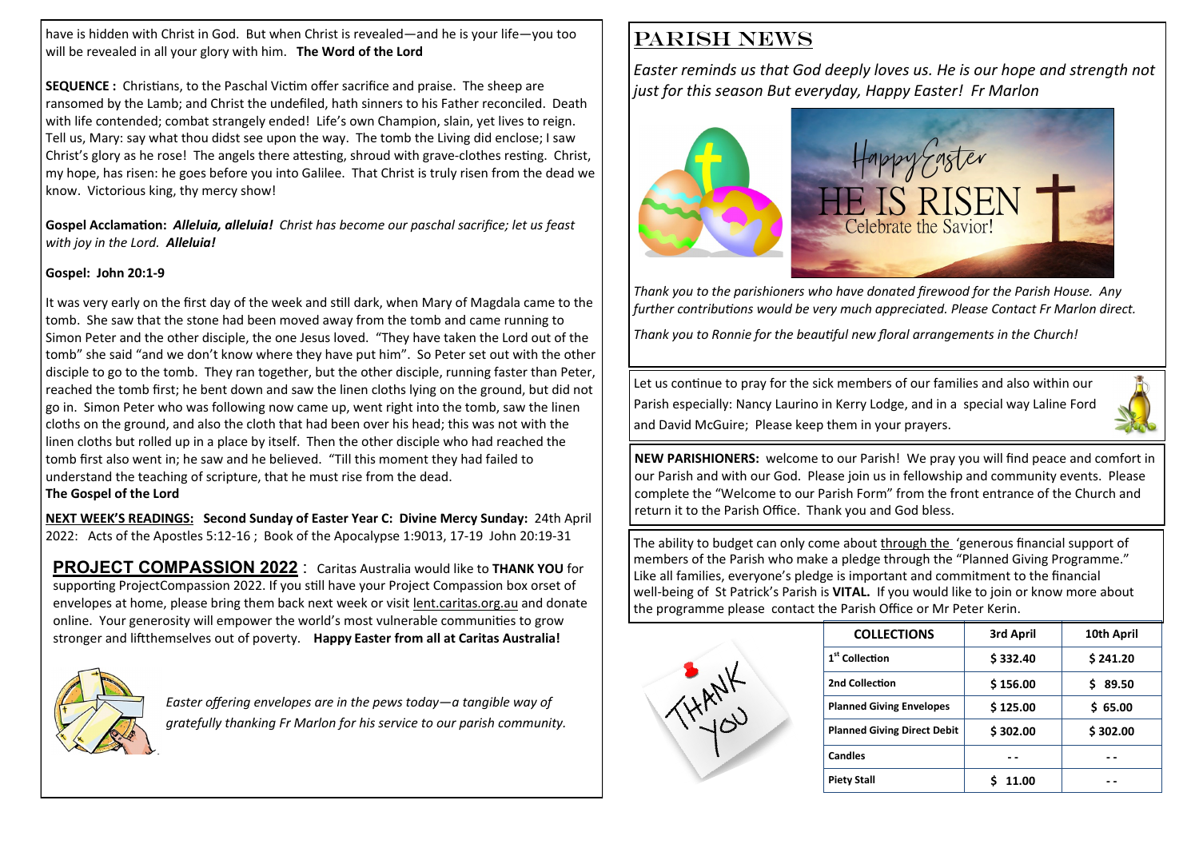have is hidden with Christ in God. But when Christ is revealed—and he is your life—you too will be revealed in all your glory with him. **The Word of the Lord**

**SEQUENCE :** Christians, to the Paschal Victim offer sacrifice and praise. The sheep are ransomed by the Lamb; and Christ the undefiled, hath sinners to his Father reconciled. Death with life contended; combat strangely ended! Life's own Champion, slain, yet lives to reign. Tell us, Mary: say what thou didst see upon the way. The tomb the Living did enclose; I saw Christ's glory as he rose! The angels there attesting, shroud with grave-clothes resting. Christ, my hope, has risen: he goes before you into Galilee. That Christ is truly risen from the dead we know. Victorious king, thy mercy show!

**Gospel Acclamation:** ***Alleluia, alleluia!*** *Christ has become our paschal sacrifice; let us feast with joy in the Lord.* ***Alleluia!***

**Gospel: John 20:1-9**

It was very early on the first day of the week and still dark, when Mary of Magdala came to the tomb. She saw that the stone had been moved away from the tomb and came running to Simon Peter and the other disciple, the one Jesus loved. "They have taken the Lord out of the tomb" she said "and we don't know where they have put him". So Peter set out with the other disciple to go to the tomb. They ran together, but the other disciple, running faster than Peter, reached the tomb first; he bent down and saw the linen cloths lying on the ground, but did not go in. Simon Peter who was following now came up, went right into the tomb, saw the linen cloths on the ground, and also the cloth that had been over his head; this was not with the linen cloths but rolled up in a place by itself. Then the other disciple who had reached the tomb first also went in; he saw and he believed. "Till this moment they had failed to understand the teaching of scripture, that he must rise from the dead.
**The Gospel of the Lord**

**NEXT WEEK'S READINGS: Second Sunday of Easter Year C: Divine Mercy Sunday:** 24th April 2022: Acts of the Apostles 5:12-16 ; Book of the Apocalypse 1:9013, 17-19 John 20:19-31

**PROJECT COMPASSION 2022** : Caritas Australia would like to **THANK YOU** for supporting ProjectCompassion 2022. If you still have your Project Compassion box orset of envelopes at home, please bring them back next week or visit lent.caritas.org.au and donate online. Your generosity will empower the world's most vulnerable communities to grow stronger and liftthemselves out of poverty. **Happy Easter from all at Caritas Australia!**

*Easter offering envelopes are in the pews today—a tangible way of gratefully thanking Fr Marlon for his service to our parish community.*

# PARISH NEWS

*Easter reminds us that God deeply loves us. He is our hope and strength not just for this season But everyday, Happy Easter! Fr Marlon*

*Thank you to the parishioners who have donated firewood for the Parish House. Any further contributions would be very much appreciated. Please Contact Fr Marlon direct.*

*Thank you to Ronnie for the beautiful new floral arrangements in the Church!*

Let us continue to pray for the sick members of our families and also within our Parish especially: Nancy Laurino in Kerry Lodge, and in a special way Laline Ford and David McGuire; Please keep them in your prayers.

**NEW PARISHIONERS:** welcome to our Parish! We pray you will find peace and comfort in our Parish and with our God. Please join us in fellowship and community events. Please complete the "Welcome to our Parish Form" from the front entrance of the Church and return it to the Parish Office. Thank you and God bless.

The ability to budget can only come about through the 'generous financial support of members of the Parish who make a pledge through the "Planned Giving Programme." Like all families, everyone's pledge is important and commitment to the financial well-being of St Patrick's Parish is **VITAL.** If you would like to join or know more about the programme please contact the Parish Office or Mr Peter Kerin.

| COLLECTIONS | 3rd April | 10th April |
|---|---|---|
| 1st Collection | $ 332.40 | $ 241.20 |
| 2nd Collection | $ 156.00 | $ 89.50 |
| Planned Giving Envelopes | $ 125.00 | $ 65.00 |
| Planned Giving Direct Debit | $ 302.00 | $ 302.00 |
| Candles | - - | - - |
| Piety Stall | $ 11.00 | - - |